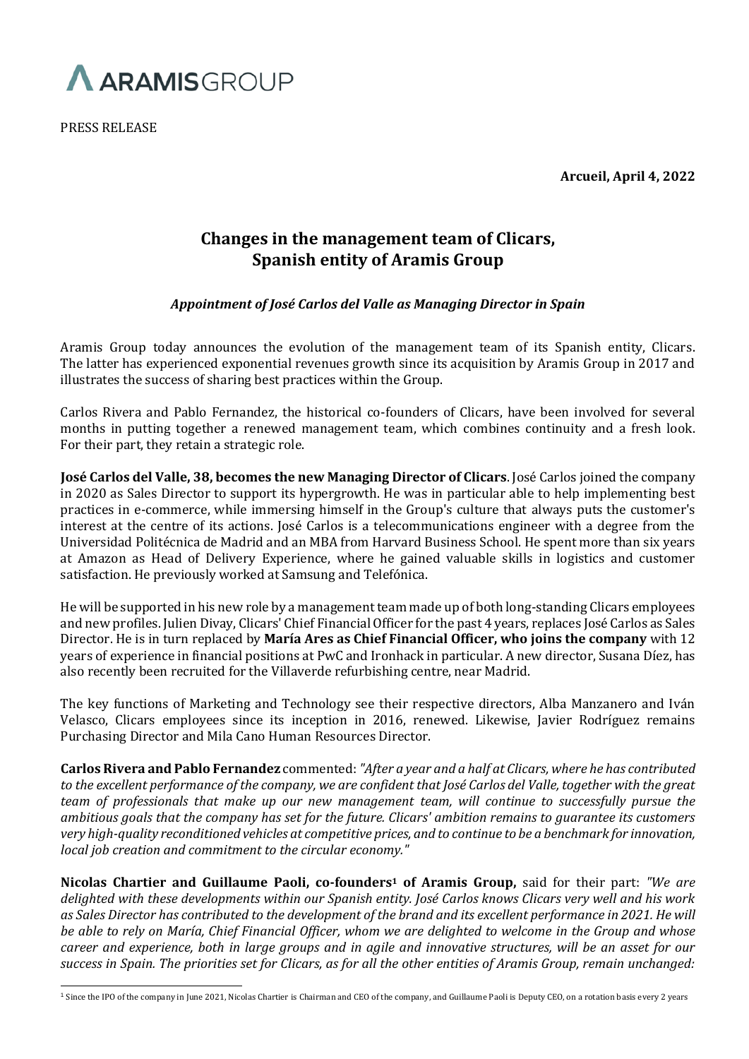ARAMIS GROUP

PRESS RELEASE

**Arcueil, April 4, 2022**

# Changes in the management team of Clicars, Spanish entity of Aramis Group

***Appointment of José Carlos del Valle as Managing Director in Spain***

Aramis Group today announces the evolution of the management team of its Spanish entity, Clicars. The latter has experienced exponential revenues growth since its acquisition by Aramis Group in 2017 and illustrates the success of sharing best practices within the Group.

Carlos Rivera and Pablo Fernandez, the historical co-founders of Clicars, have been involved for several months in putting together a renewed management team, which combines continuity and a fresh look. For their part, they retain a strategic role.

**José Carlos del Valle, 38, becomes the new Managing Director of Clicars**. José Carlos joined the company in 2020 as Sales Director to support its hypergrowth. He was in particular able to help implementing best practices in e-commerce, while immersing himself in the Group's culture that always puts the customer's interest at the centre of its actions. José Carlos is a telecommunications engineer with a degree from the Universidad Politécnica de Madrid and an MBA from Harvard Business School. He spent more than six years at Amazon as Head of Delivery Experience, where he gained valuable skills in logistics and customer satisfaction. He previously worked at Samsung and Telefónica.

He will be supported in his new role by a management team made up of both long-standing Clicars employees and new profiles. Julien Divay, Clicars' Chief Financial Officer for the past 4 years, replaces José Carlos as Sales Director. He is in turn replaced by **María Ares as Chief Financial Officer, who joins the company** with 12 years of experience in financial positions at PwC and Ironhack in particular. A new director, Susana Díez, has also recently been recruited for the Villaverde refurbishing centre, near Madrid.

The key functions of Marketing and Technology see their respective directors, Alba Manzanero and Iván Velasco, Clicars employees since its inception in 2016, renewed. Likewise, Javier Rodríguez remains Purchasing Director and Mila Cano Human Resources Director.

**Carlos Rivera and Pablo Fernandez** commented: *"After a year and a half at Clicars, where he has contributed to the excellent performance of the company, we are confident that José Carlos del Valle, together with the great team of professionals that make up our new management team, will continue to successfully pursue the ambitious goals that the company has set for the future. Clicars' ambition remains to guarantee its customers very high-quality reconditioned vehicles at competitive prices, and to continue to be a benchmark for innovation, local job creation and commitment to the circular economy."*

**Nicolas Chartier and Guillaume Paoli, co-founders[1] of Aramis Group,** said for their part: *"We are delighted with these developments within our Spanish entity. José Carlos knows Clicars very well and his work as Sales Director has contributed to the development of the brand and its excellent performance in 2021. He will be able to rely on María, Chief Financial Officer, whom we are delighted to welcome in the Group and whose career and experience, both in large groups and in agile and innovative structures, will be an asset for our success in Spain. The priorities set for Clicars, as for all the other entities of Aramis Group, remain unchanged:*

[1] Since the IPO of the company in June 2021, Nicolas Chartier is Chairman and CEO of the company, and Guillaume Paoli is Deputy CEO, on a rotation basis every 2 years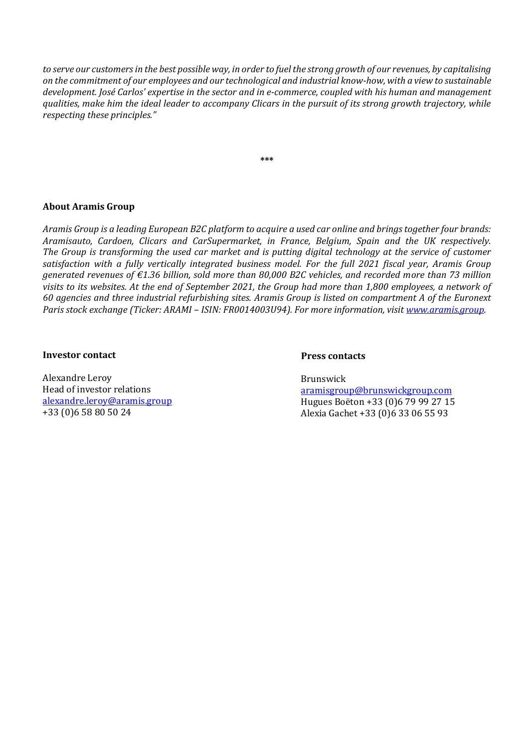*to serve our customers in the best possible way, in order to fuel the strong growth of our revenues, by capitalising on the commitment of our employees and our technological and industrial know-how, with a view to sustainable development. José Carlos' expertise in the sector and in e-commerce, coupled with his human and management qualities, make him the ideal leader to accompany Clicars in the pursuit of its strong growth trajectory, while respecting these principles."*

\*\*\*

**About Aramis Group**

*Aramis Group is a leading European B2C platform to acquire a used car online and brings together four brands: Aramisauto, Cardoen, Clicars and CarSupermarket, in France, Belgium, Spain and the UK respectively. The Group is transforming the used car market and is putting digital technology at the service of customer satisfaction with a fully vertically integrated business model. For the full 2021 fiscal year, Aramis Group generated revenues of €1.36 billion, sold more than 80,000 B2C vehicles, and recorded more than 73 million visits to its websites. At the end of September 2021, the Group had more than 1,800 employees, a network of 60 agencies and three industrial refurbishing sites. Aramis Group is listed on compartment A of the Euronext Paris stock exchange (Ticker: ARAMI – ISIN: FR0014003U94). For more information, visit [www.aramis.group](http://www.aramis.group).*

**Investor contact**

Alexandre Leroy
Head of investor relations
[alexandre.leroy@aramis.group](mailto:alexandre.leroy@aramis.group)
+33 (0)6 58 80 50 24

**Press contacts**

Brunswick
[aramisgroup@brunswickgroup.com](mailto:aramisgroup@brunswickgroup.com)
Hugues Boëton +33 (0)6 79 99 27 15
Alexia Gachet +33 (0)6 33 06 55 93